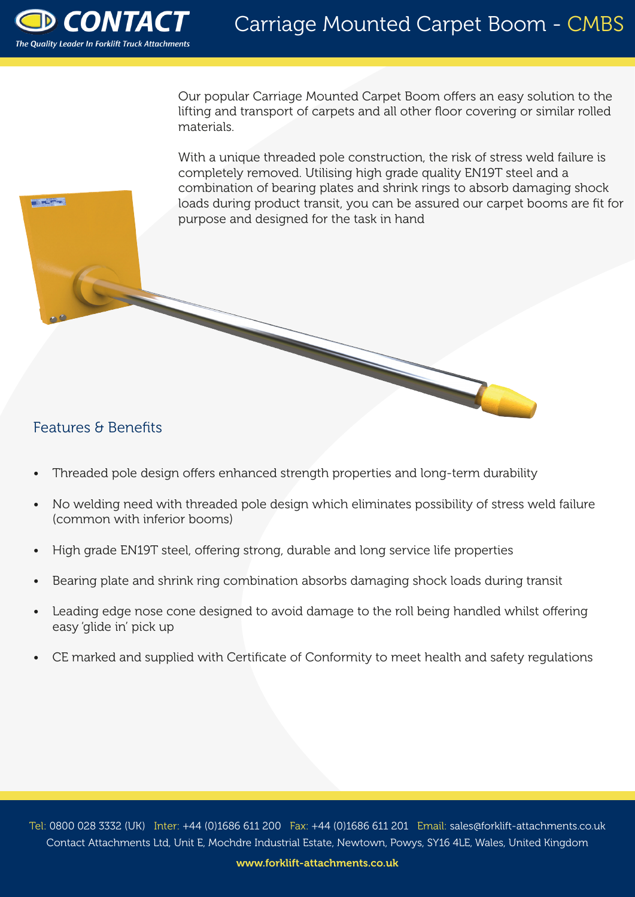# Carriage Mounted Carpet Boom - CMBS

Our popular Carriage Mounted Carpet Boom offers an easy solution to the lifting and transport of carpets and all other floor covering or similar rolled materials.

With a unique threaded pole construction, the risk of stress weld failure is completely removed. Utilising high grade quality EN19T steel and a combination of bearing plates and shrink rings to absorb damaging shock loads during product transit, you can be assured our carpet booms are fit for purpose and designed for the task in hand

## Features & Benefits

- Threaded pole design offers enhanced strength properties and long-term durability
- No welding need with threaded pole design which eliminates possibility of stress weld failure (common with inferior booms)
- High grade EN19T steel, offering strong, durable and long service life properties
- Bearing plate and shrink ring combination absorbs damaging shock loads during transit
- Leading edge nose cone designed to avoid damage to the roll being handled whilst offering easy 'glide in' pick up
- CE marked and supplied with Certificate of Conformity to meet health and safety regulations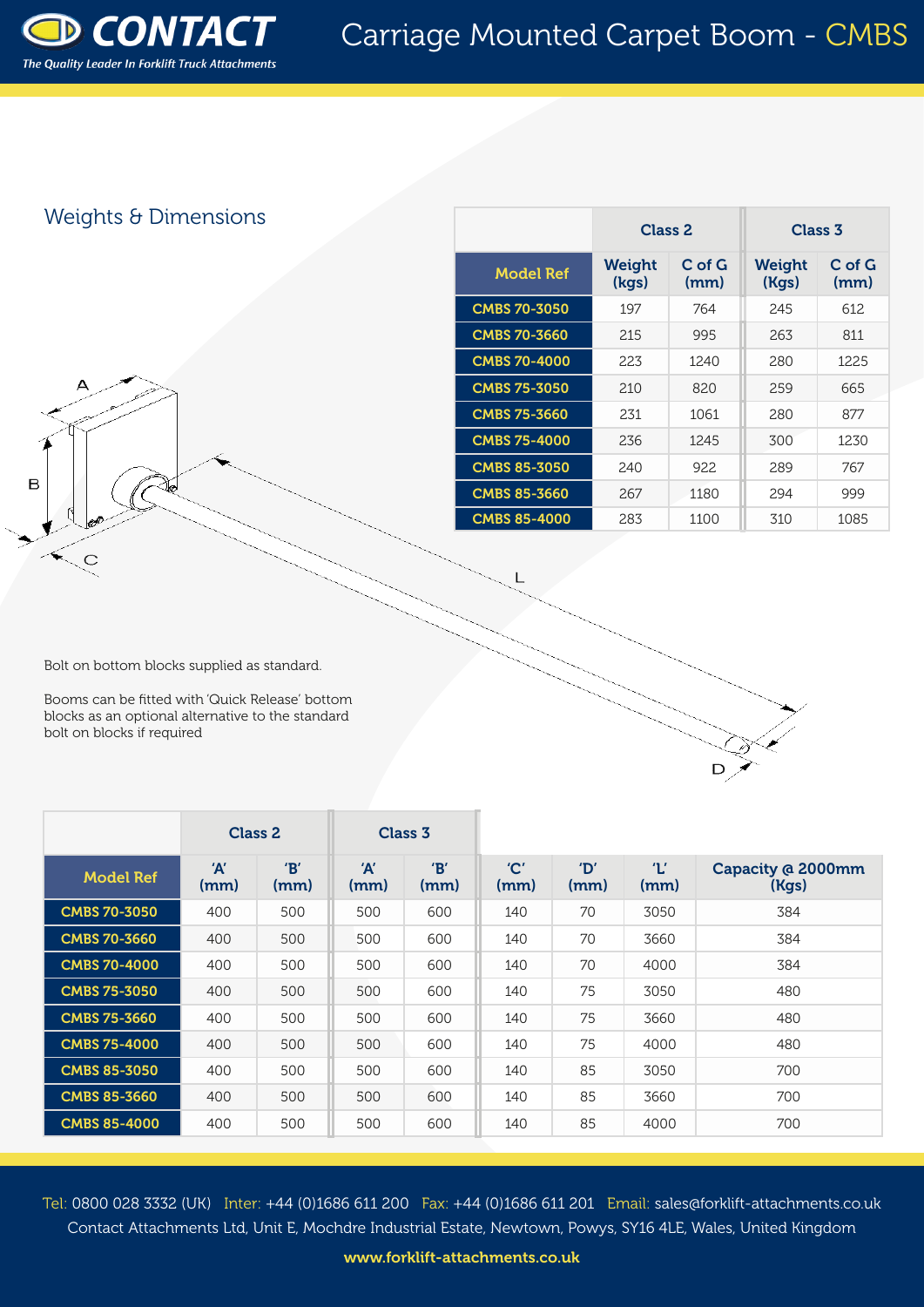# Carriage Mounted Carpet Boom - CMBS

## Weights & Dimensions

| | Class 2 | | Class 3 | |
|---|---|---|---|---|
| Model Ref | Weight (kgs) | C of G (mm) | Weight (Kgs) | C of G (mm) |
| CMBS 70-3050 | 197 | 764 | 245 | 612 |
| CMBS 70-3660 | 215 | 995 | 263 | 811 |
| CMBS 70-4000 | 223 | 1240 | 280 | 1225 |
| CMBS 75-3050 | 210 | 820 | 259 | 665 |
| CMBS 75-3660 | 231 | 1061 | 280 | 877 |
| CMBS 75-4000 | 236 | 1245 | 300 | 1230 |
| CMBS 85-3050 | 240 | 922 | 289 | 767 |
| CMBS 85-3660 | 267 | 1180 | 294 | 999 |
| CMBS 85-4000 | 283 | 1100 | 310 | 1085 |

A

B

C

L

D

Bolt on bottom blocks supplied as standard.

Booms can be fitted with 'Quick Release' bottom blocks as an optional alternative to the standard bolt on blocks if required

| | Class 2 | | Class 3 | | | | | |
|---|---|---|---|---|---|---|---|---|
| Model Ref | 'A' (mm) | 'B' (mm) | 'A' (mm) | 'B' (mm) | 'C' (mm) | 'D' (mm) | 'L' (mm) | Capacity @ 2000mm (Kgs) |
| CMBS 70-3050 | 400 | 500 | 500 | 600 | 140 | 70 | 3050 | 384 |
| CMBS 70-3660 | 400 | 500 | 500 | 600 | 140 | 70 | 3660 | 384 |
| CMBS 70-4000 | 400 | 500 | 500 | 600 | 140 | 70 | 4000 | 384 |
| CMBS 75-3050 | 400 | 500 | 500 | 600 | 140 | 75 | 3050 | 480 |
| CMBS 75-3660 | 400 | 500 | 500 | 600 | 140 | 75 | 3660 | 480 |
| CMBS 75-4000 | 400 | 500 | 500 | 600 | 140 | 75 | 4000 | 480 |
| CMBS 85-3050 | 400 | 500 | 500 | 600 | 140 | 85 | 3050 | 700 |
| CMBS 85-3660 | 400 | 500 | 500 | 600 | 140 | 85 | 3660 | 700 |
| CMBS 85-4000 | 400 | 500 | 500 | 600 | 140 | 85 | 4000 | 700 |

Tel: 0800 028 3332 (UK) Inter: +44 (0)1686 611 200 Fax: +44 (0)1686 611 201 Email: sales@forklift-attachments.co.uk
Contact Attachments Ltd, Unit E, Mochdre Industrial Estate, Newtown, Powys, SY16 4LE, Wales, United Kingdom

www.forklift-attachments.co.uk